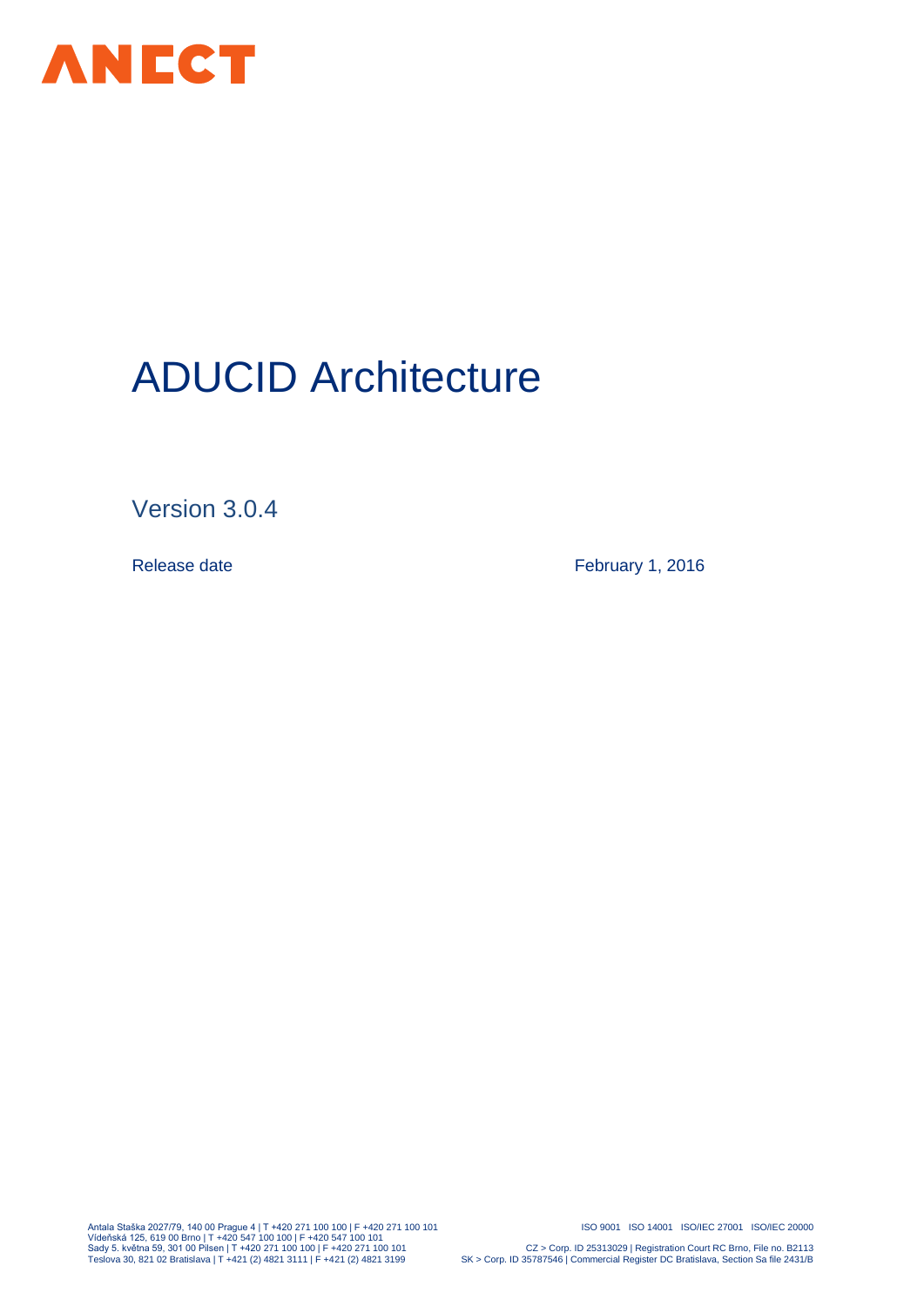ANECT

# ADUCID Architecture

Version 3.0.4

Release date February 1, 2016

Antala Staška 2027/79, 140 00 Prague 4 | T +420 271 100 100 | F +420 271 100 101
Vídeňská 125, 619 00 Brno | T +420 547 100 100 | F +420 547 100 101
Sady 5. května 59, 301 00 Pilsen | T +420 271 100 100 | F +420 271 100 101
Teslova 30, 821 02 Bratislava | T +421 (2) 4821 3111 | F +421 (2) 4821 3199

ISO 9001 ISO 14001 ISO/IEC 27001 ISO/IEC 20000

CZ > Corp. ID 25313029 | Registration Court RC Brno, File no. B2113
SK > Corp. ID 35787546 | Commercial Register DC Bratislava, Section Sa file 2431/B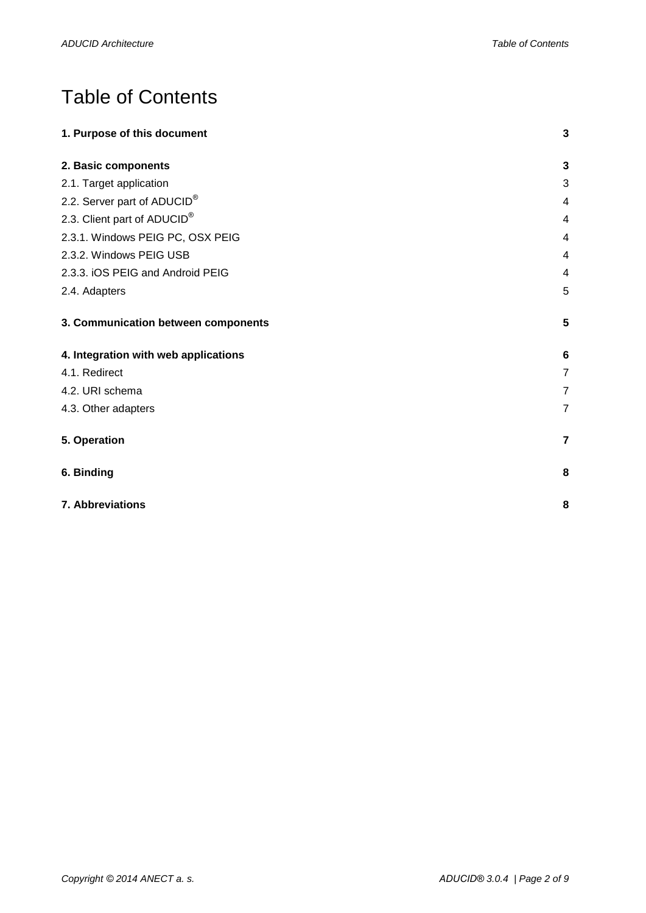# Table of Contents

| | |
|---|---|
| **1. Purpose of this document** | **3** |
| **2. Basic components** | **3** |
| 2.1. Target application | 3 |
| 2.2. Server part of ADUCID® | 4 |
| 2.3. Client part of ADUCID® | 4 |
| 2.3.1. Windows PEIG PC, OSX PEIG | 4 |
| 2.3.2. Windows PEIG USB | 4 |
| 2.3.3. iOS PEIG and Android PEIG | 4 |
| 2.4. Adapters | 5 |
| **3. Communication between components** | **5** |
| **4. Integration with web applications** | **6** |
| 4.1. Redirect | 7 |
| 4.2. URI schema | 7 |
| 4.3. Other adapters | 7 |
| **5. Operation** | **7** |
| **6. Binding** | **8** |
| **7. Abbreviations** | **8** |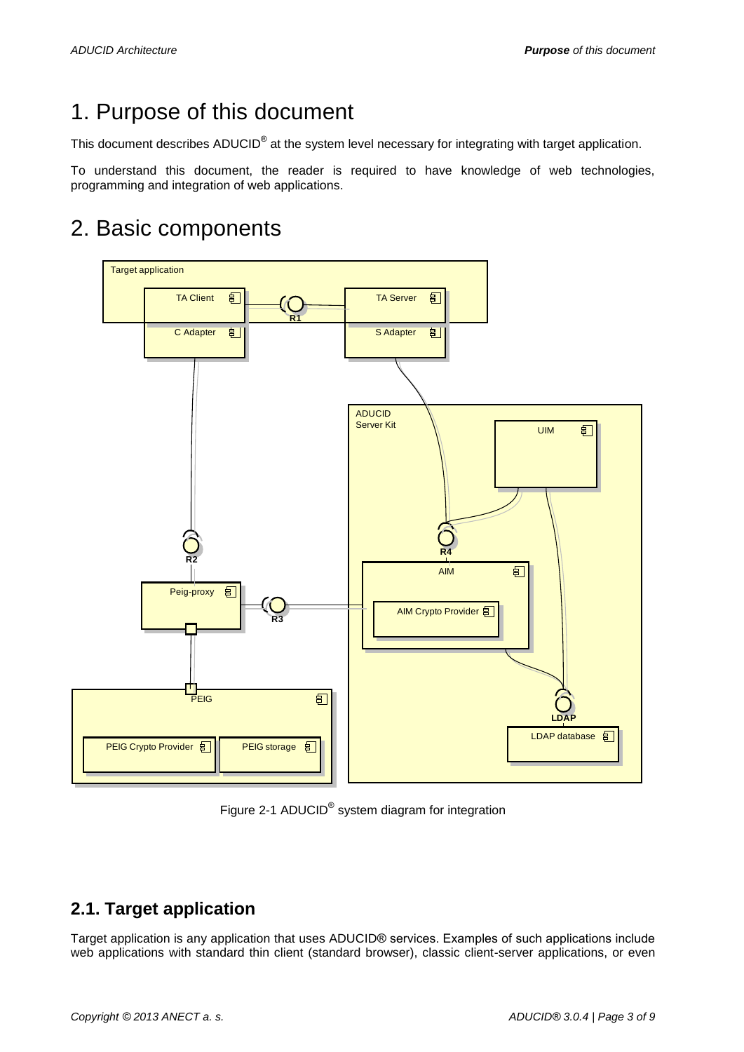# 1. Purpose of this document

This document describes ADUCID® at the system level necessary for integrating with target application.

To understand this document, the reader is required to have knowledge of web technologies, programming and integration of web applications.

# 2. Basic components

Figure 2-1 ADUCID® system diagram for integration

## 2.1. Target application

Target application is any application that uses ADUCID® services. Examples of such applications include web applications with standard thin client (standard browser), classic client-server applications, or even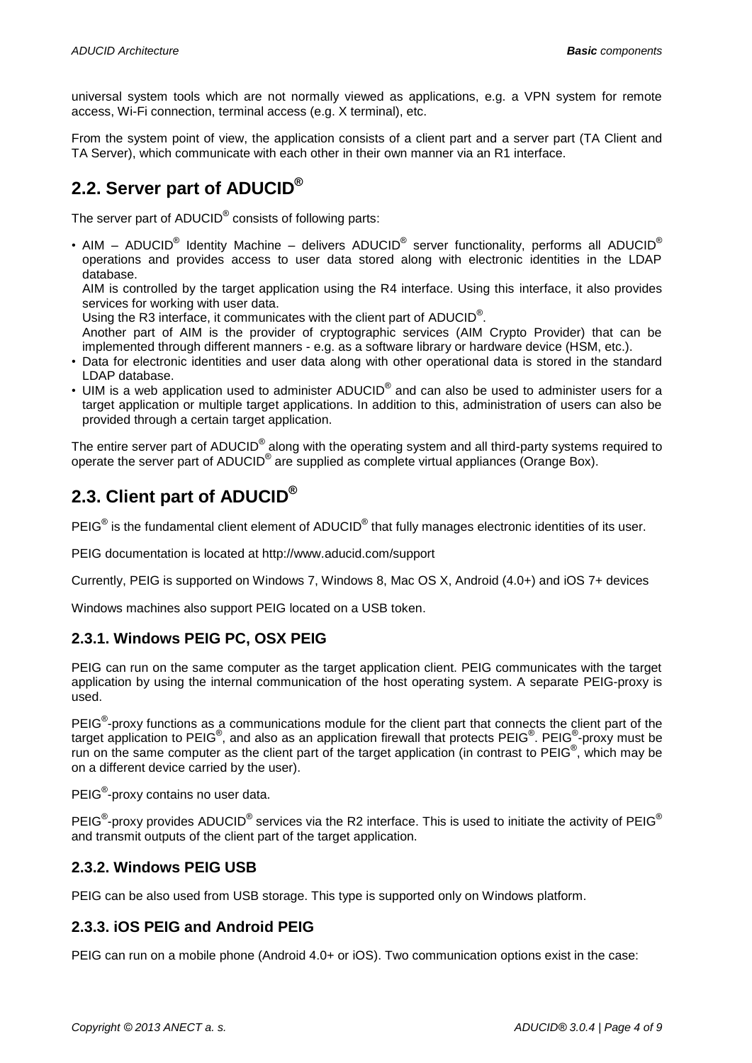universal system tools which are not normally viewed as applications, e.g. a VPN system for remote access, Wi-Fi connection, terminal access (e.g. X terminal), etc.

From the system point of view, the application consists of a client part and a server part (TA Client and TA Server), which communicate with each other in their own manner via an R1 interface.

## 2.2. Server part of ADUCID®

The server part of ADUCID® consists of following parts:

- AIM – ADUCID® Identity Machine – delivers ADUCID® server functionality, performs all ADUCID® operations and provides access to user data stored along with electronic identities in the LDAP database.
  AIM is controlled by the target application using the R4 interface. Using this interface, it also provides services for working with user data.
  Using the R3 interface, it communicates with the client part of ADUCID®.
  Another part of AIM is the provider of cryptographic services (AIM Crypto Provider) that can be implemented through different manners - e.g. as a software library or hardware device (HSM, etc.).
- Data for electronic identities and user data along with other operational data is stored in the standard LDAP database.
- UIM is a web application used to administer ADUCID® and can also be used to administer users for a target application or multiple target applications. In addition to this, administration of users can also be provided through a certain target application.

The entire server part of ADUCID® along with the operating system and all third-party systems required to operate the server part of ADUCID® are supplied as complete virtual appliances (Orange Box).

## 2.3. Client part of ADUCID®

PEIG® is the fundamental client element of ADUCID® that fully manages electronic identities of its user.

PEIG documentation is located at http://www.aducid.com/support

Currently, PEIG is supported on Windows 7, Windows 8, Mac OS X, Android (4.0+) and iOS 7+ devices

Windows machines also support PEIG located on a USB token.

### 2.3.1. Windows PEIG PC, OSX PEIG

PEIG can run on the same computer as the target application client. PEIG communicates with the target application by using the internal communication of the host operating system. A separate PEIG-proxy is used.

PEIG®-proxy functions as a communications module for the client part that connects the client part of the target application to PEIG®, and also as an application firewall that protects PEIG®. PEIG®-proxy must be run on the same computer as the client part of the target application (in contrast to PEIG®, which may be on a different device carried by the user).

PEIG®-proxy contains no user data.

PEIG®-proxy provides ADUCID® services via the R2 interface. This is used to initiate the activity of PEIG® and transmit outputs of the client part of the target application.

### 2.3.2. Windows PEIG USB

PEIG can be also used from USB storage. This type is supported only on Windows platform.

### 2.3.3. iOS PEIG and Android PEIG

PEIG can run on a mobile phone (Android 4.0+ or iOS). Two communication options exist in the case: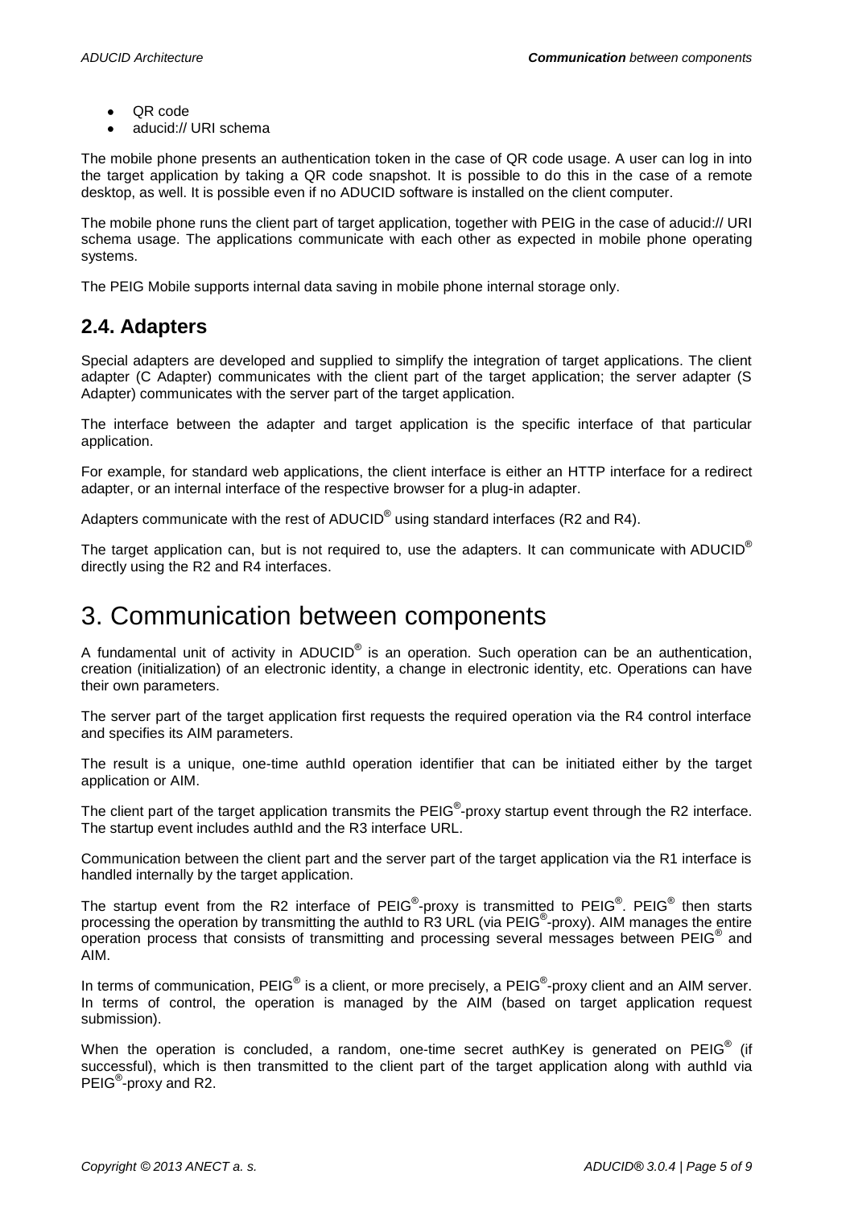- QR code
- aducid:// URI schema

The mobile phone presents an authentication token in the case of QR code usage. A user can log in into the target application by taking a QR code snapshot. It is possible to do this in the case of a remote desktop, as well. It is possible even if no ADUCID software is installed on the client computer.

The mobile phone runs the client part of target application, together with PEIG in the case of aducid:// URI schema usage. The applications communicate with each other as expected in mobile phone operating systems.

The PEIG Mobile supports internal data saving in mobile phone internal storage only.

## 2.4. Adapters

Special adapters are developed and supplied to simplify the integration of target applications. The client adapter (C Adapter) communicates with the client part of the target application; the server adapter (S Adapter) communicates with the server part of the target application.

The interface between the adapter and target application is the specific interface of that particular application.

For example, for standard web applications, the client interface is either an HTTP interface for a redirect adapter, or an internal interface of the respective browser for a plug-in adapter.

Adapters communicate with the rest of ADUCID® using standard interfaces (R2 and R4).

The target application can, but is not required to, use the adapters. It can communicate with ADUCID® directly using the R2 and R4 interfaces.

# 3. Communication between components

A fundamental unit of activity in ADUCID® is an operation. Such operation can be an authentication, creation (initialization) of an electronic identity, a change in electronic identity, etc. Operations can have their own parameters.

The server part of the target application first requests the required operation via the R4 control interface and specifies its AIM parameters.

The result is a unique, one-time authId operation identifier that can be initiated either by the target application or AIM.

The client part of the target application transmits the PEIG®-proxy startup event through the R2 interface. The startup event includes authId and the R3 interface URL.

Communication between the client part and the server part of the target application via the R1 interface is handled internally by the target application.

The startup event from the R2 interface of PEIG®-proxy is transmitted to PEIG®. PEIG® then starts processing the operation by transmitting the authId to R3 URL (via PEIG®-proxy). AIM manages the entire operation process that consists of transmitting and processing several messages between PEIG® and AIM.

In terms of communication, PEIG® is a client, or more precisely, a PEIG®-proxy client and an AIM server. In terms of control, the operation is managed by the AIM (based on target application request submission).

When the operation is concluded, a random, one-time secret authKey is generated on PEIG® (if successful), which is then transmitted to the client part of the target application along with authId via PEIG®-proxy and R2.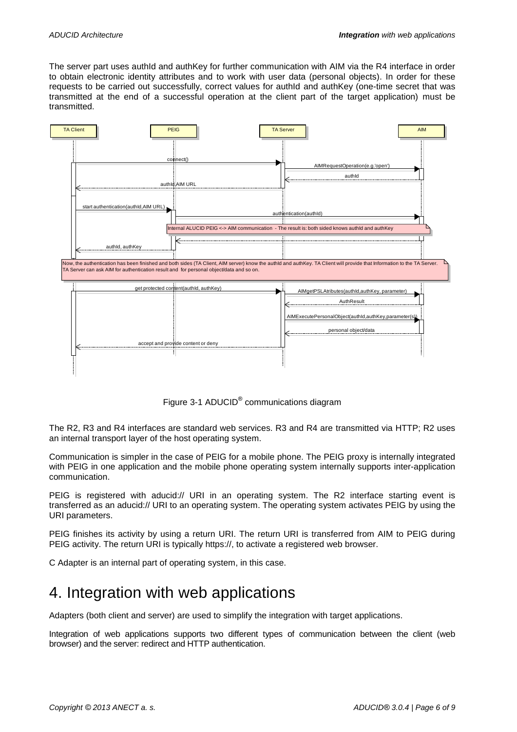The server part uses authId and authKey for further communication with AIM via the R4 interface in order to obtain electronic identity attributes and to work with user data (personal objects). In order for these requests to be carried out successfully, correct values for authId and authKey (one-time secret that was transmitted at the end of a successful operation at the client part of the target application) must be transmitted.

Figure 3-1 ADUCID® communications diagram

The R2, R3 and R4 interfaces are standard web services. R3 and R4 are transmitted via HTTP; R2 uses an internal transport layer of the host operating system.

Communication is simpler in the case of PEIG for a mobile phone. The PEIG proxy is internally integrated with PEIG in one application and the mobile phone operating system internally supports inter-application communication.

PEIG is registered with aducid:// URI in an operating system. The R2 interface starting event is transferred as an aducid:// URI to an operating system. The operating system activates PEIG by using the URI parameters.

PEIG finishes its activity by using a return URI. The return URI is transferred from AIM to PEIG during PEIG activity. The return URI is typically https://, to activate a registered web browser.

C Adapter is an internal part of operating system, in this case.

# 4. Integration with web applications

Adapters (both client and server) are used to simplify the integration with target applications.

Integration of web applications supports two different types of communication between the client (web browser) and the server: redirect and HTTP authentication.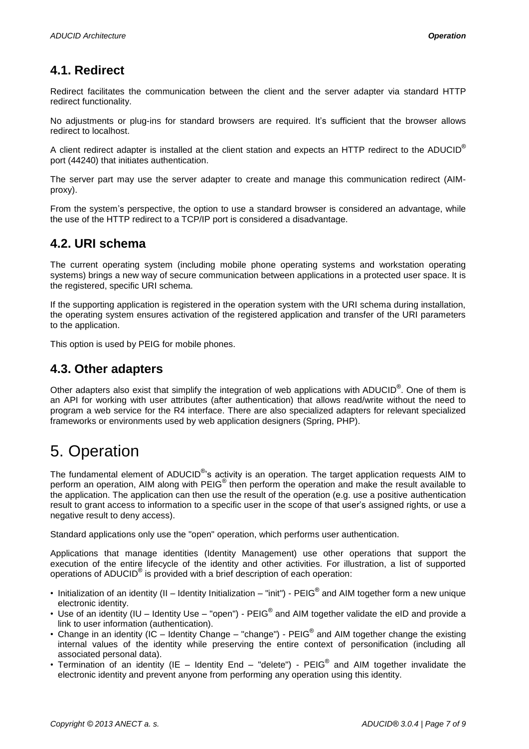## 4.1. Redirect

Redirect facilitates the communication between the client and the server adapter via standard HTTP redirect functionality.

No adjustments or plug-ins for standard browsers are required. It's sufficient that the browser allows redirect to localhost.

A client redirect adapter is installed at the client station and expects an HTTP redirect to the ADUCID® port (44240) that initiates authentication.

The server part may use the server adapter to create and manage this communication redirect (AIM-proxy).

From the system's perspective, the option to use a standard browser is considered an advantage, while the use of the HTTP redirect to a TCP/IP port is considered a disadvantage.

## 4.2. URI schema

The current operating system (including mobile phone operating systems and workstation operating systems) brings a new way of secure communication between applications in a protected user space. It is the registered, specific URI schema.

If the supporting application is registered in the operation system with the URI schema during installation, the operating system ensures activation of the registered application and transfer of the URI parameters to the application.

This option is used by PEIG for mobile phones.

## 4.3. Other adapters

Other adapters also exist that simplify the integration of web applications with ADUCID®. One of them is an API for working with user attributes (after authentication) that allows read/write without the need to program a web service for the R4 interface. There are also specialized adapters for relevant specialized frameworks or environments used by web application designers (Spring, PHP).

# 5. Operation

The fundamental element of ADUCID®'s activity is an operation. The target application requests AIM to perform an operation, AIM along with PEIG® then perform the operation and make the result available to the application. The application can then use the result of the operation (e.g. use a positive authentication result to grant access to information to a specific user in the scope of that user's assigned rights, or use a negative result to deny access).

Standard applications only use the "open" operation, which performs user authentication.

Applications that manage identities (Identity Management) use other operations that support the execution of the entire lifecycle of the identity and other activities. For illustration, a list of supported operations of ADUCID® is provided with a brief description of each operation:

- Initialization of an identity (II – Identity Initialization – "init") - PEIG® and AIM together form a new unique electronic identity.
- Use of an identity (IU – Identity Use – "open") - PEIG® and AIM together validate the eID and provide a link to user information (authentication).
- Change in an identity (IC – Identity Change – "change") - PEIG® and AIM together change the existing internal values of the identity while preserving the entire context of personification (including all associated personal data).
- Termination of an identity (IE – Identity End – "delete") - PEIG® and AIM together invalidate the electronic identity and prevent anyone from performing any operation using this identity.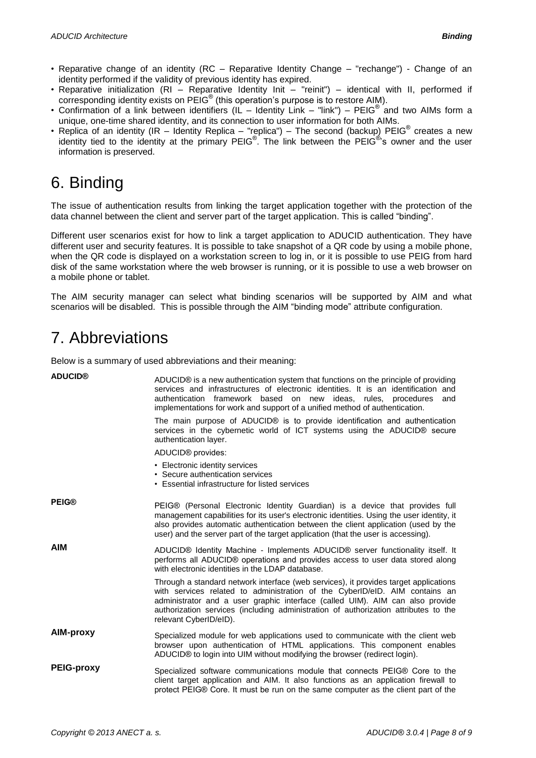- Reparative change of an identity (RC – Reparative Identity Change – "rechange") - Change of an identity performed if the validity of previous identity has expired.
- Reparative initialization (RI – Reparative Identity Init – "reinit") – identical with II, performed if corresponding identity exists on PEIG® (this operation's purpose is to restore AIM).
- Confirmation of a link between identifiers (IL – Identity Link – "link") – PEIG® and two AIMs form a unique, one-time shared identity, and its connection to user information for both AIMs.
- Replica of an identity (IR – Identity Replica – "replica") – The second (backup) PEIG® creates a new identity tied to the identity at the primary PEIG®. The link between the PEIG®'s owner and the user information is preserved.

# 6. Binding

The issue of authentication results from linking the target application together with the protection of the data channel between the client and server part of the target application. This is called "binding".

Different user scenarios exist for how to link a target application to ADUCID authentication. They have different user and security features. It is possible to take snapshot of a QR code by using a mobile phone, when the QR code is displayed on a workstation screen to log in, or it is possible to use PEIG from hard disk of the same workstation where the web browser is running, or it is possible to use a web browser on a mobile phone or tablet.

The AIM security manager can select what binding scenarios will be supported by AIM and what scenarios will be disabled. This is possible through the AIM "binding mode" attribute configuration.

# 7. Abbreviations

Below is a summary of used abbreviations and their meaning:

**ADUCID®**

ADUCID® is a new authentication system that functions on the principle of providing services and infrastructures of electronic identities. It is an identification and authentication framework based on new ideas, rules, procedures and implementations for work and support of a unified method of authentication.

The main purpose of ADUCID® is to provide identification and authentication services in the cybernetic world of ICT systems using the ADUCID® secure authentication layer.

ADUCID® provides:

- Electronic identity services
- Secure authentication services
- Essential infrastructure for listed services

**PEIG®**

PEIG® (Personal Electronic Identity Guardian) is a device that provides full management capabilities for its user's electronic identities. Using the user identity, it also provides automatic authentication between the client application (used by the user) and the server part of the target application (that the user is accessing).

**AIM**

ADUCID® Identity Machine - Implements ADUCID® server functionality itself. It performs all ADUCID® operations and provides access to user data stored along with electronic identities in the LDAP database.

Through a standard network interface (web services), it provides target applications with services related to administration of the CyberID/eID. AIM contains an administrator and a user graphic interface (called UIM). AIM can also provide authorization services (including administration of authorization attributes to the relevant CyberID/eID).

**AIM-proxy**

Specialized module for web applications used to communicate with the client web browser upon authentication of HTML applications. This component enables ADUCID® to login into UIM without modifying the browser (redirect login).

**PEIG-proxy**

Specialized software communications module that connects PEIG® Core to the client target application and AIM. It also functions as an application firewall to protect PEIG® Core. It must be run on the same computer as the client part of the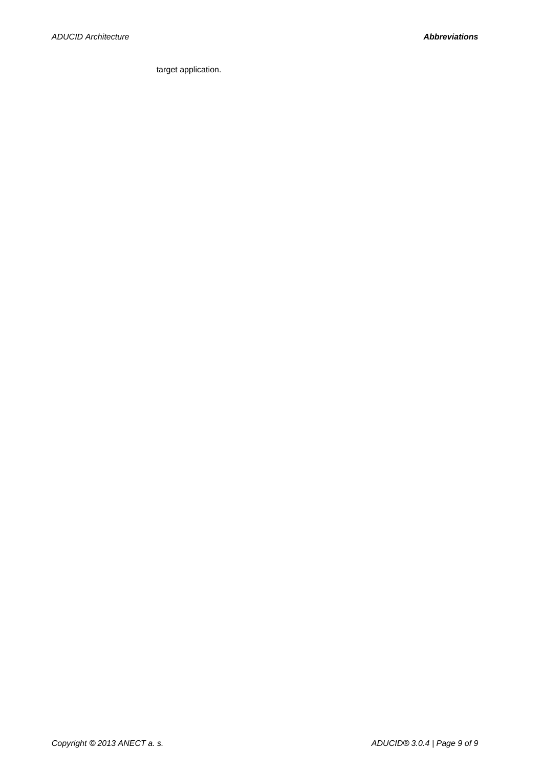target application.